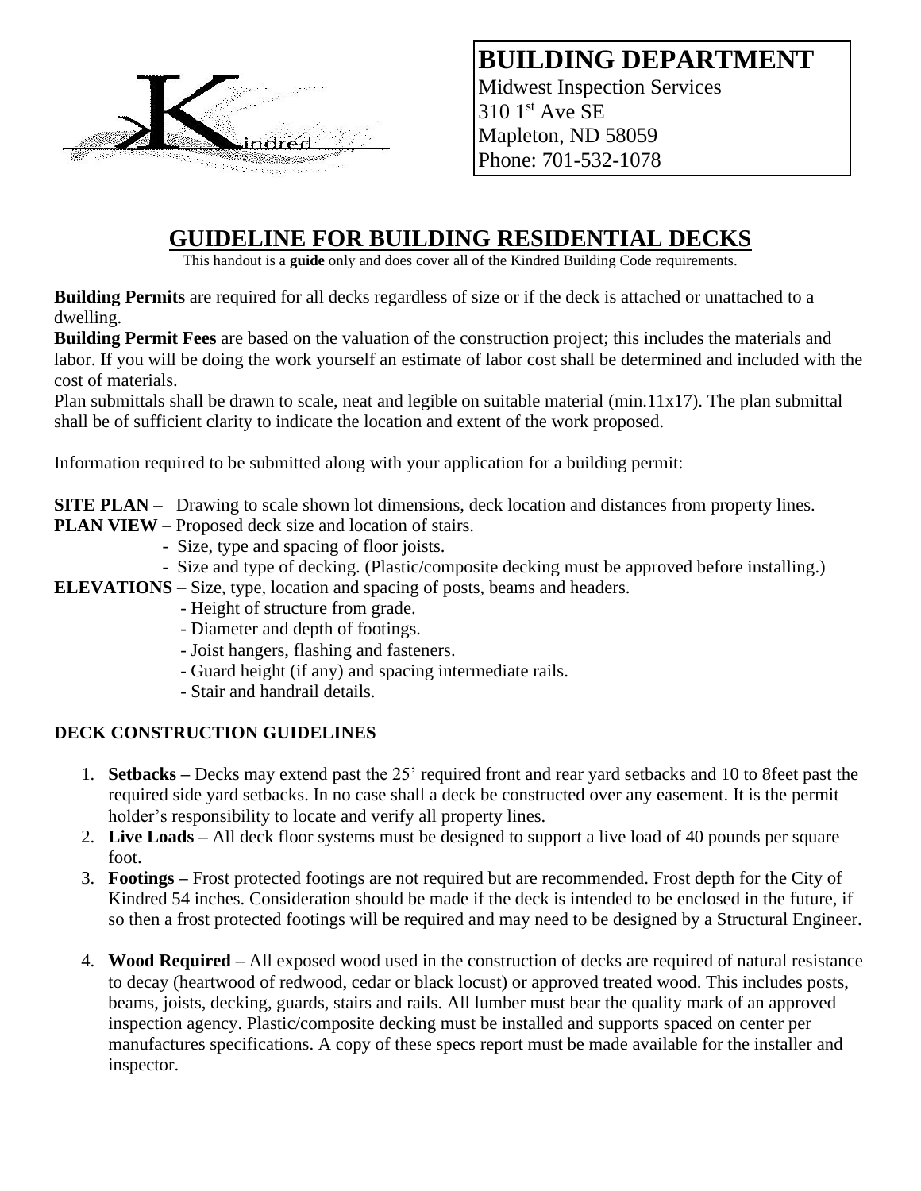**BUILDING DEPARTMENT**
Midwest Inspection Services
310 1st Ave SE
Mapleton, ND 58059
Phone: 701-532-1078

# GUIDELINE FOR BUILDING RESIDENTIAL DECKS

This handout is a **guide** only and does cover all of the Kindred Building Code requirements.

**Building Permits** are required for all decks regardless of size or if the deck is attached or unattached to a dwelling.
**Building Permit Fees** are based on the valuation of the construction project; this includes the materials and labor. If you will be doing the work yourself an estimate of labor cost shall be determined and included with the cost of materials.
Plan submittals shall be drawn to scale, neat and legible on suitable material (min.11x17). The plan submittal shall be of sufficient clarity to indicate the location and extent of the work proposed.

Information required to be submitted along with your application for a building permit:

**SITE PLAN** – Drawing to scale shown lot dimensions, deck location and distances from property lines.
**PLAN VIEW** – Proposed deck size and location of stairs.
- Size, type and spacing of floor joists.
- Size and type of decking. (Plastic/composite decking must be approved before installing.)

**ELEVATIONS** – Size, type, location and spacing of posts, beams and headers.
- Height of structure from grade.
- Diameter and depth of footings.
- Joist hangers, flashing and fasteners.
- Guard height (if any) and spacing intermediate rails.
- Stair and handrail details.

## DECK CONSTRUCTION GUIDELINES

1. **Setbacks –** Decks may extend past the 25' required front and rear yard setbacks and 10 to 8feet past the required side yard setbacks. In no case shall a deck be constructed over any easement. It is the permit holder's responsibility to locate and verify all property lines.
2. **Live Loads –** All deck floor systems must be designed to support a live load of 40 pounds per square foot.
3. **Footings –** Frost protected footings are not required but are recommended. Frost depth for the City of Kindred 54 inches. Consideration should be made if the deck is intended to be enclosed in the future, if so then a frost protected footings will be required and may need to be designed by a Structural Engineer.
4. **Wood Required –** All exposed wood used in the construction of decks are required of natural resistance to decay (heartwood of redwood, cedar or black locust) or approved treated wood. This includes posts, beams, joists, decking, guards, stairs and rails. All lumber must bear the quality mark of an approved inspection agency. Plastic/composite decking must be installed and supports spaced on center per manufactures specifications. A copy of these specs report must be made available for the installer and inspector.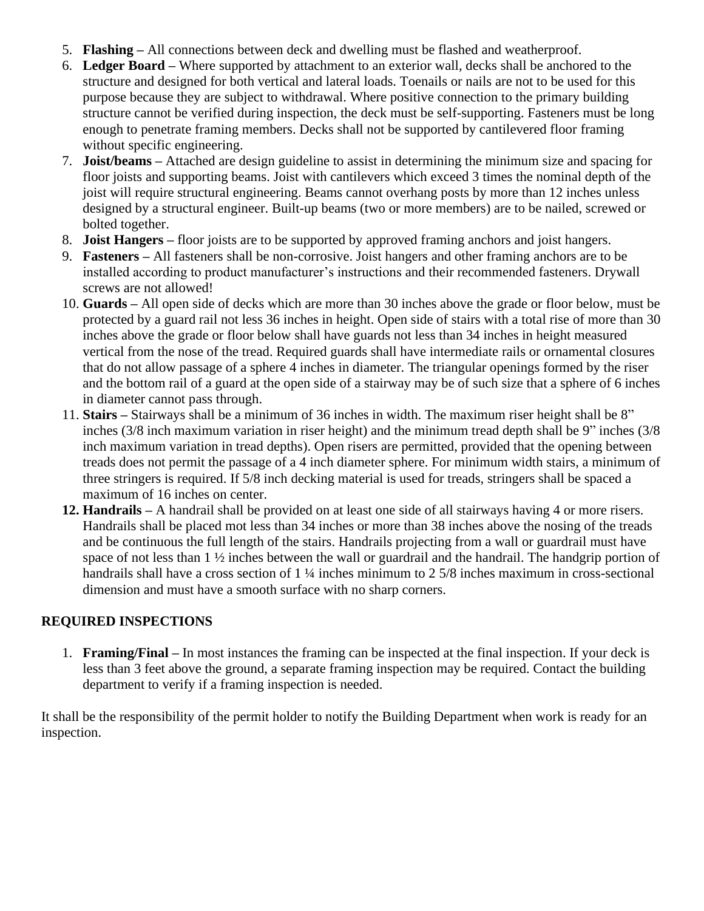5. **Flashing –** All connections between deck and dwelling must be flashed and weatherproof.
6. **Ledger Board –** Where supported by attachment to an exterior wall, decks shall be anchored to the structure and designed for both vertical and lateral loads. Toenails or nails are not to be used for this purpose because they are subject to withdrawal. Where positive connection to the primary building structure cannot be verified during inspection, the deck must be self-supporting. Fasteners must be long enough to penetrate framing members. Decks shall not be supported by cantilevered floor framing without specific engineering.
7. **Joist/beams –** Attached are design guideline to assist in determining the minimum size and spacing for floor joists and supporting beams. Joist with cantilevers which exceed 3 times the nominal depth of the joist will require structural engineering. Beams cannot overhang posts by more than 12 inches unless designed by a structural engineer. Built-up beams (two or more members) are to be nailed, screwed or bolted together.
8. **Joist Hangers –** floor joists are to be supported by approved framing anchors and joist hangers.
9. **Fasteners –** All fasteners shall be non-corrosive. Joist hangers and other framing anchors are to be installed according to product manufacturer's instructions and their recommended fasteners. Drywall screws are not allowed!
10. **Guards –** All open side of decks which are more than 30 inches above the grade or floor below, must be protected by a guard rail not less 36 inches in height. Open side of stairs with a total rise of more than 30 inches above the grade or floor below shall have guards not less than 34 inches in height measured vertical from the nose of the tread. Required guards shall have intermediate rails or ornamental closures that do not allow passage of a sphere 4 inches in diameter. The triangular openings formed by the riser and the bottom rail of a guard at the open side of a stairway may be of such size that a sphere of 6 inches in diameter cannot pass through.
11. **Stairs –** Stairways shall be a minimum of 36 inches in width. The maximum riser height shall be 8" inches (3/8 inch maximum variation in riser height) and the minimum tread depth shall be 9" inches (3/8 inch maximum variation in tread depths). Open risers are permitted, provided that the opening between treads does not permit the passage of a 4 inch diameter sphere. For minimum width stairs, a minimum of three stringers is required. If 5/8 inch decking material is used for treads, stringers shall be spaced a maximum of 16 inches on center.
12. **Handrails –** A handrail shall be provided on at least one side of all stairways having 4 or more risers. Handrails shall be placed mot less than 34 inches or more than 38 inches above the nosing of the treads and be continuous the full length of the stairs. Handrails projecting from a wall or guardrail must have space of not less than 1 ½ inches between the wall or guardrail and the handrail. The handgrip portion of handrails shall have a cross section of 1 ¼ inches minimum to 2 5/8 inches maximum in cross-sectional dimension and must have a smooth surface with no sharp corners.

**REQUIRED INSPECTIONS**

1. **Framing/Final –** In most instances the framing can be inspected at the final inspection. If your deck is less than 3 feet above the ground, a separate framing inspection may be required. Contact the building department to verify if a framing inspection is needed.

It shall be the responsibility of the permit holder to notify the Building Department when work is ready for an inspection.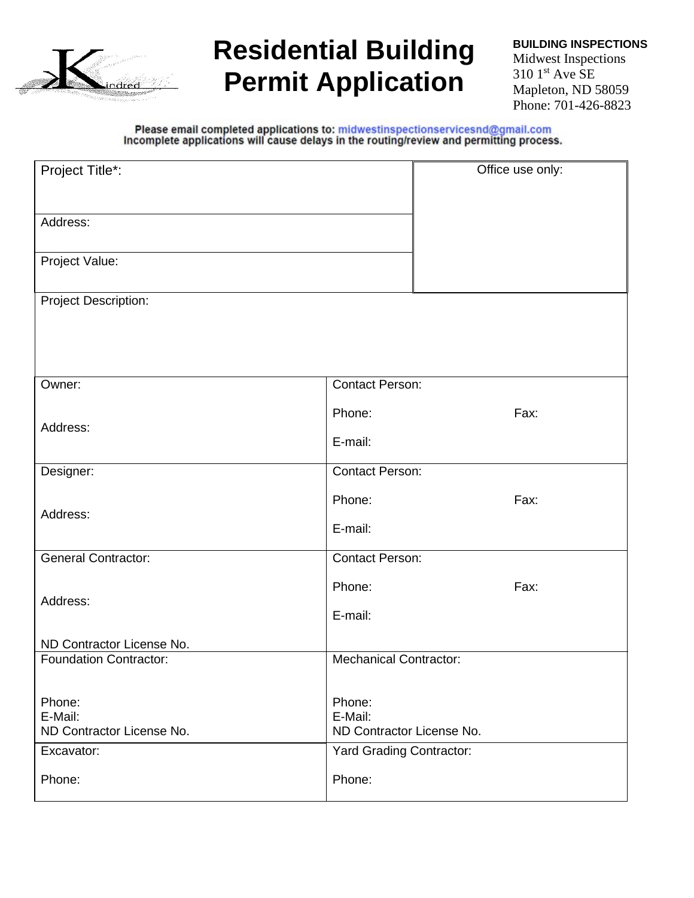# Residential Building Permit Application

**BUILDING INSPECTIONS**
Midwest Inspections
310 1st Ave SE
Mapleton, ND 58059
Phone: 701-426-8823

**Please email completed applications to: midwestinspectionservicesnd@gmail.com**
**Incomplete applications will cause delays in the routing/review and permitting process.**

| | |
|---|---|
| Project Title*: | Office use only: |
| Address: | |
| Project Value: | |
| Project Description: | |
| Owner:<br><br>Address: | Contact Person:<br>Phone: Fax:<br>E-mail: |
| Designer:<br><br>Address: | Contact Person:<br>Phone: Fax:<br>E-mail: |
| General Contractor:<br><br>Address:<br><br>ND Contractor License No. | Contact Person:<br>Phone: Fax:<br>E-mail: |
| Foundation Contractor:<br><br>Phone:<br>E-Mail:<br>ND Contractor License No. | Mechanical Contractor:<br><br>Phone:<br>E-Mail:<br>ND Contractor License No. |
| Excavator:<br><br>Phone: | Yard Grading Contractor:<br><br>Phone: |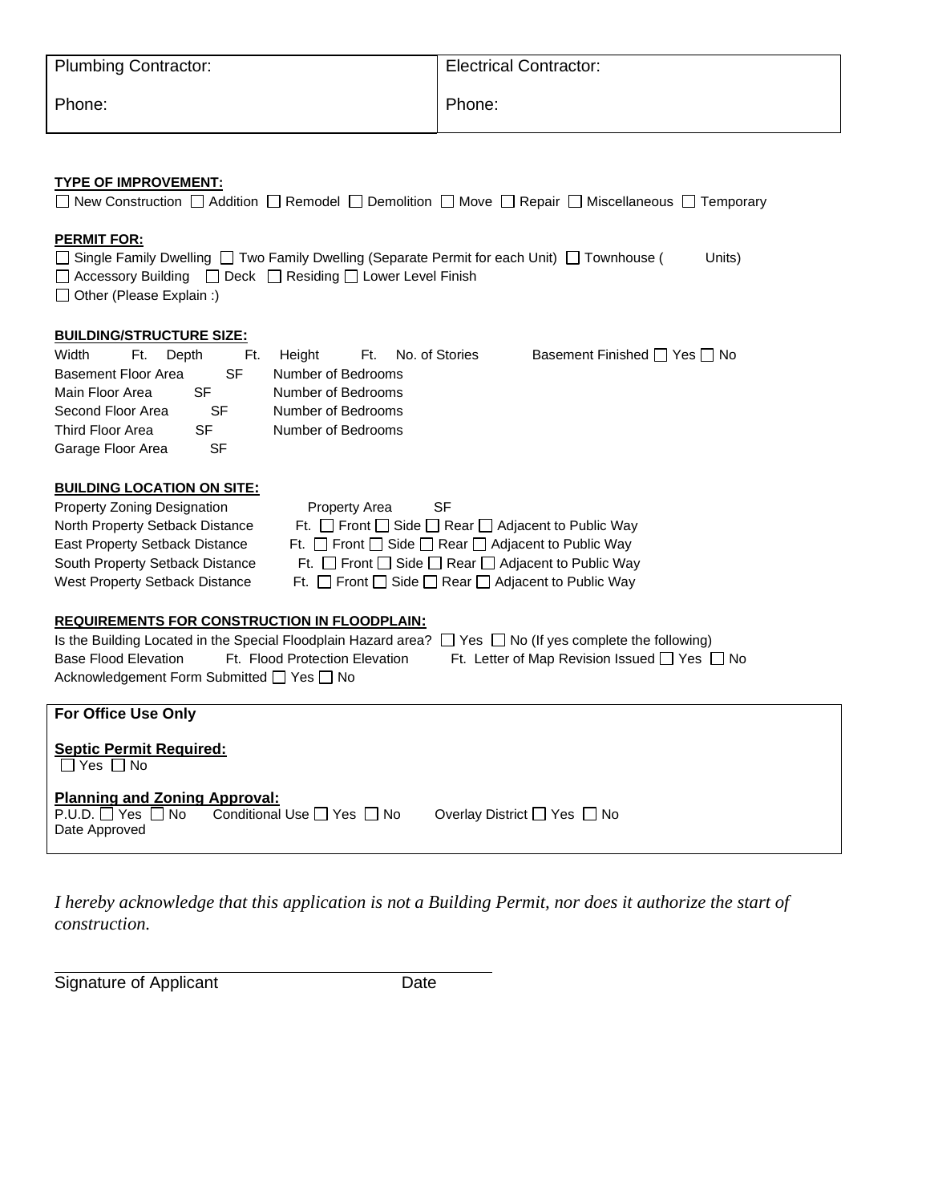| Plumbing Contractor: | Electrical Contractor: |
|---|---|
| Phone: | Phone: |

**TYPE OF IMPROVEMENT:**

☐ New Construction ☐ Addition ☐ Remodel ☐ Demolition ☐ Move ☐ Repair ☐ Miscellaneous ☐ Temporary

**PERMIT FOR:**

☐ Single Family Dwelling ☐ Two Family Dwelling (Separate Permit for each Unit) ☐ Townhouse ( Units)
☐ Accessory Building ☐ Deck ☐ Residing ☐ Lower Level Finish
☐ Other (Please Explain :)

**BUILDING/STRUCTURE SIZE:**

Width Ft. Depth Ft. Height Ft. No. of Stories Basement Finished ☐ Yes ☐ No
Basement Floor Area SF Number of Bedrooms
Main Floor Area SF Number of Bedrooms
Second Floor Area SF Number of Bedrooms
Third Floor Area SF Number of Bedrooms
Garage Floor Area SF

**BUILDING LOCATION ON SITE:**

Property Zoning Designation Property Area SF
North Property Setback Distance Ft. ☐ Front ☐ Side ☐ Rear ☐ Adjacent to Public Way
East Property Setback Distance Ft. ☐ Front ☐ Side ☐ Rear ☐ Adjacent to Public Way
South Property Setback Distance Ft. ☐ Front ☐ Side ☐ Rear ☐ Adjacent to Public Way
West Property Setback Distance Ft. ☐ Front ☐ Side ☐ Rear ☐ Adjacent to Public Way

**REQUIREMENTS FOR CONSTRUCTION IN FLOODPLAIN:**

Is the Building Located in the Special Floodplain Hazard area? ☐ Yes ☐ No (If yes complete the following)
Base Flood Elevation Ft. Flood Protection Elevation Ft. Letter of Map Revision Issued ☐ Yes ☐ No
Acknowledgement Form Submitted ☐ Yes ☐ No

**For Office Use Only**

**Septic Permit Required:**
☐ Yes ☐ No

**Planning and Zoning Approval:**
P.U.D. ☐ Yes ☐ No Conditional Use ☐ Yes ☐ No Overlay District ☐ Yes ☐ No
Date Approved

*I hereby acknowledge that this application is not a Building Permit, nor does it authorize the start of construction.*

Signature of Applicant Date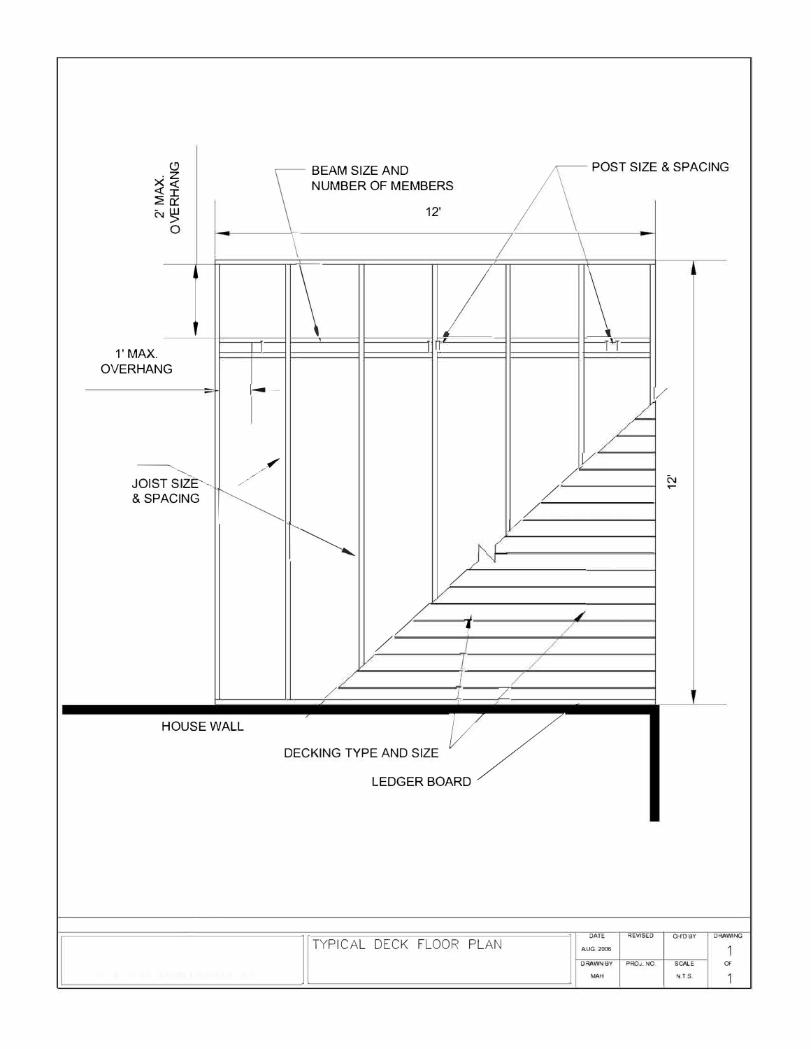2' MAX. OVERHANG

BEAM SIZE AND NUMBER OF MEMBERS

POST SIZE & SPACING

12'

1' MAX. OVERHANG

JOIST SIZE & SPACING

12'

HOUSE WALL

DECKING TYPE AND SIZE

LEDGER BOARD

| TYPICAL DECK FLOOR PLAN | DATE | REVISED | CH'D BY | DRAWING |
|---|---|---|---|---|
| | AUG. 2006 | | | 1 |
| | DRAWN BY | PROJ. NO. | SCALE | OF |
| | MAH | | N.T.S. | 1 |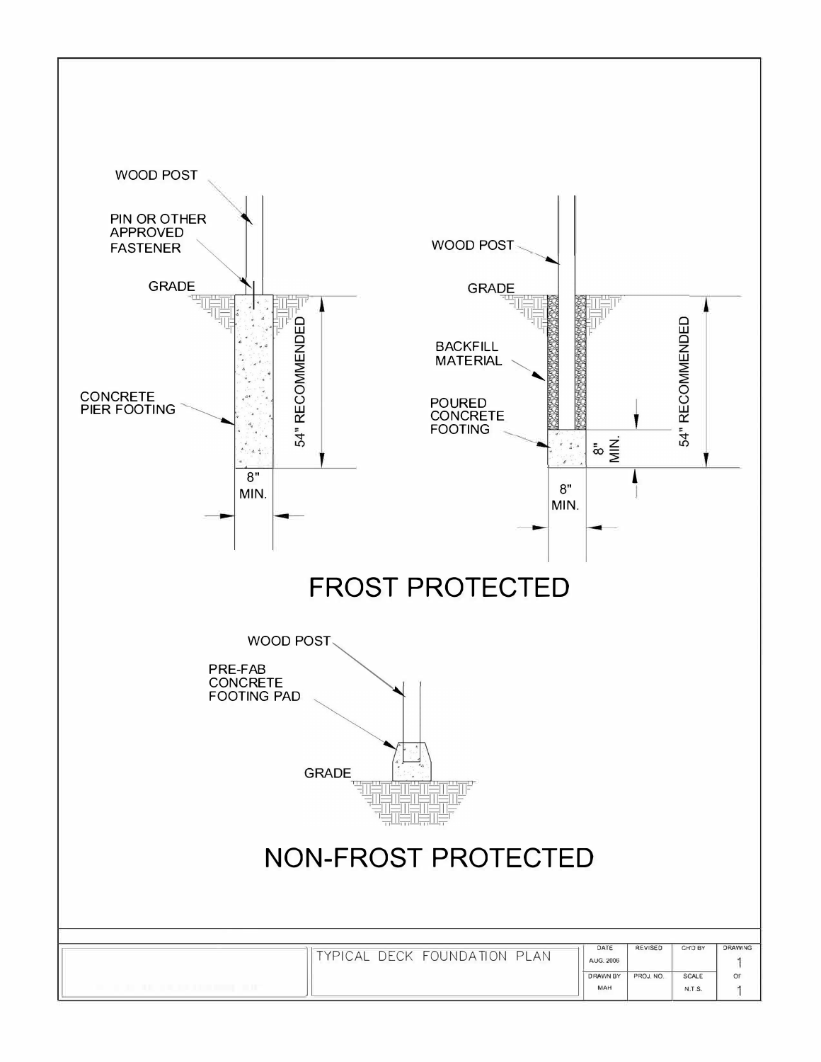WOOD POST

PIN OR OTHER APPROVED FASTENER

GRADE

CONCRETE PIER FOOTING

54" RECOMMENDED

8" MIN.

WOOD POST

GRADE

BACKFILL MATERIAL

POURED CONCRETE FOOTING

8" MIN.

54" RECOMMENDED

8" MIN.

# FROST PROTECTED

WOOD POST

PRE-FAB CONCRETE FOOTING PAD

GRADE

# NON-FROST PROTECTED

| TYPICAL DECK FOUNDATION PLAN | DATE | REVISED | CHD BY | DRAWING |
|---|---|---|---|---|
| | AUG. 2006 | | | 1 |
| | DRAWN BY | PROJ. NO. | SCALE | OF |
| | MAH | | N.T.S. | 1 |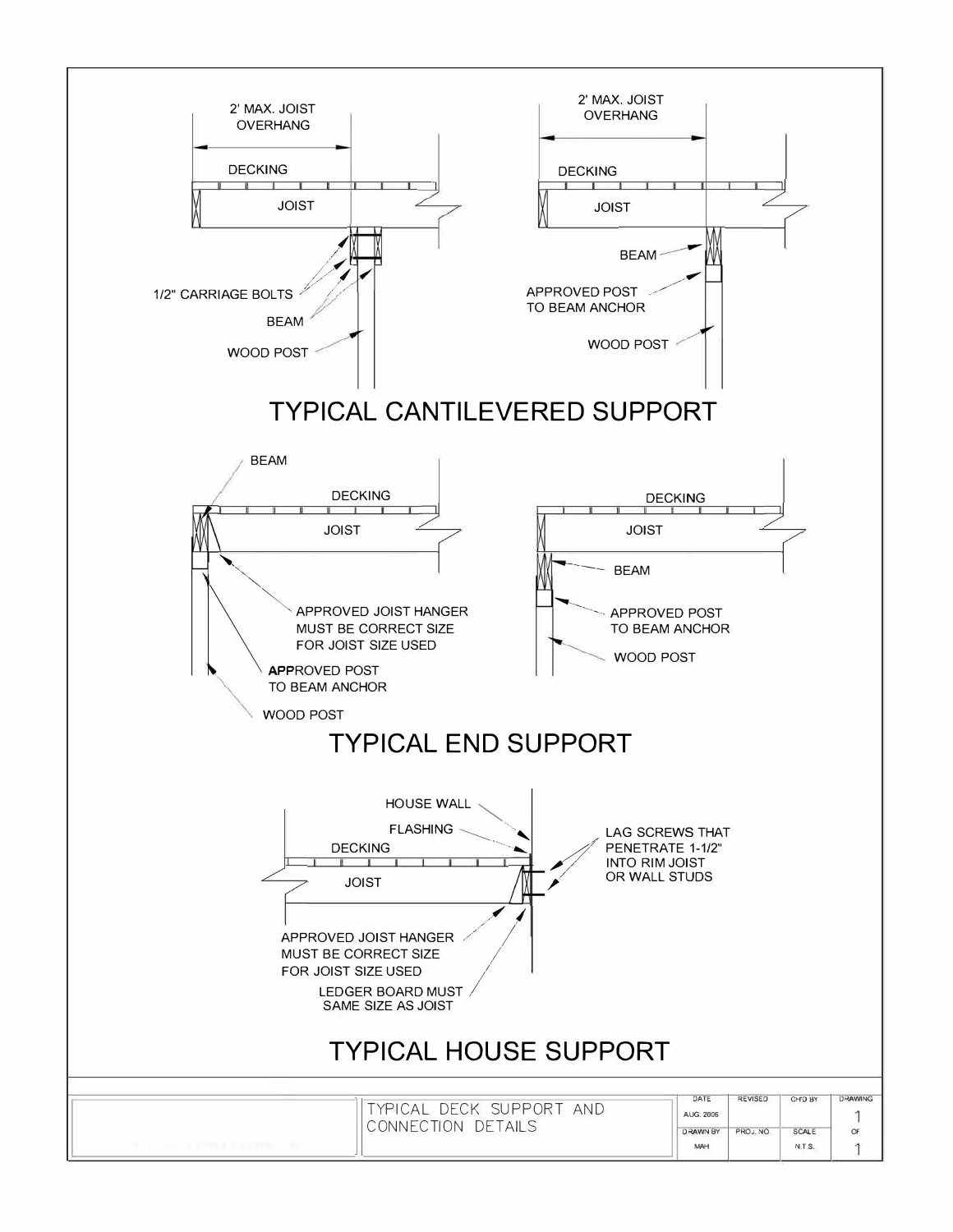## TYPICAL CANTILEVERED SUPPORT

2' MAX. JOIST OVERHANG

DECKING

JOIST

1/2" CARRIAGE BOLTS

BEAM

WOOD POST

2' MAX. JOIST OVERHANG

DECKING

JOIST

BEAM

APPROVED POST TO BEAM ANCHOR

WOOD POST

## TYPICAL END SUPPORT

BEAM

DECKING

JOIST

APPROVED JOIST HANGER MUST BE CORRECT SIZE FOR JOIST SIZE USED

**APP**ROVED POST TO BEAM ANCHOR

WOOD POST

DECKING

JOIST

BEAM

APPROVED POST TO BEAM ANCHOR

WOOD POST

## TYPICAL HOUSE SUPPORT

HOUSE WALL

FLASHING

DECKING

JOIST

LAG SCREWS THAT PENETRATE 1-1/2" INTO RIM JOIST OR WALL STUDS

APPROVED JOIST HANGER MUST BE CORRECT SIZE FOR JOIST SIZE USED

LEDGER BOARD MUST SAME SIZE AS JOIST

| | TYPICAL DECK SUPPORT AND CONNECTION DETAILS | DATE | REVISED | CHD BY | DRAWING |
|---|---|---|---|---|---|
| | | AUG. 2006 | | | 1 |
| | | DRAWN BY | PROJ. NO. | SCALE | OF |
| | | MAH | | N.T.S. | 1 |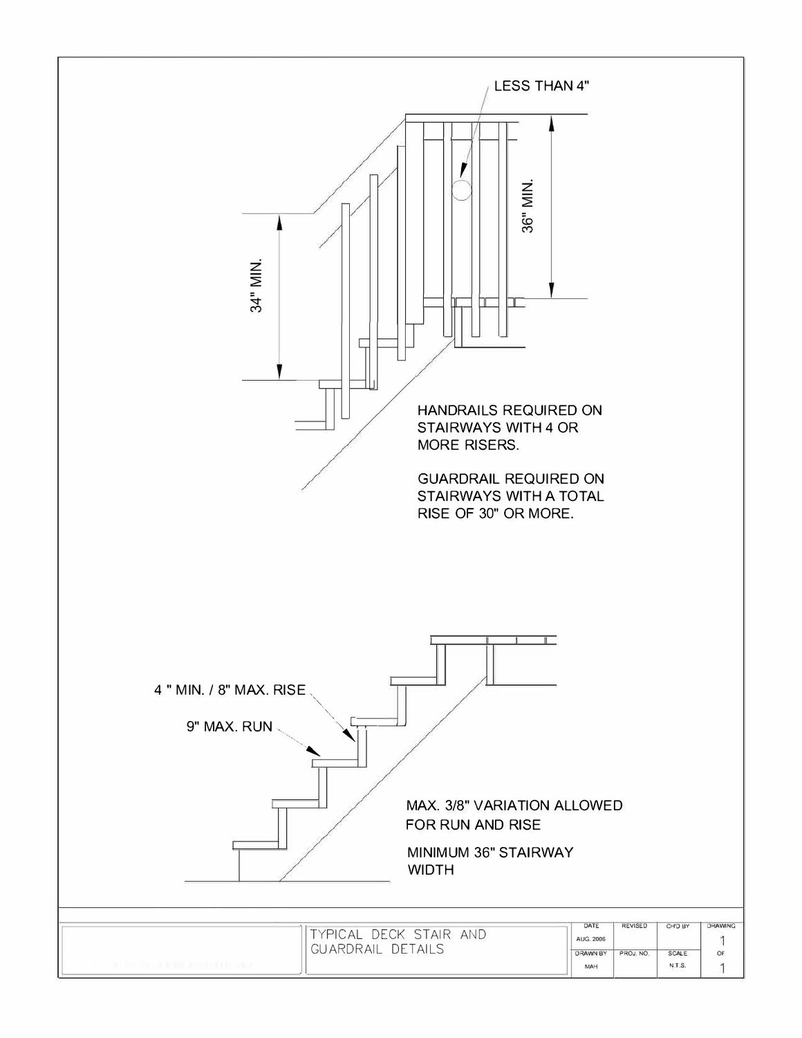LESS THAN 4"

36" MIN.

34" MIN.

HANDRAILS REQUIRED ON STAIRWAYS WITH 4 OR MORE RISERS.

GUARDRAIL REQUIRED ON STAIRWAYS WITH A TOTAL RISE OF 30" OR MORE.

4 " MIN. / 8" MAX. RISE

9" MAX. RUN

MAX. 3/8" VARIATION ALLOWED FOR RUN AND RISE

MINIMUM 36" STAIRWAY WIDTH

| TYPICAL DECK STAIR AND GUARDRAIL DETAILS | DATE | REVISED | CHD BY | DRAWING |
|---|---|---|---|---|
| | AUG. 2006 | | | 1 |
| | DRAWN BY | PROJ. NO. | SCALE | OF |
| | MAH | | N.T.S. | 1 |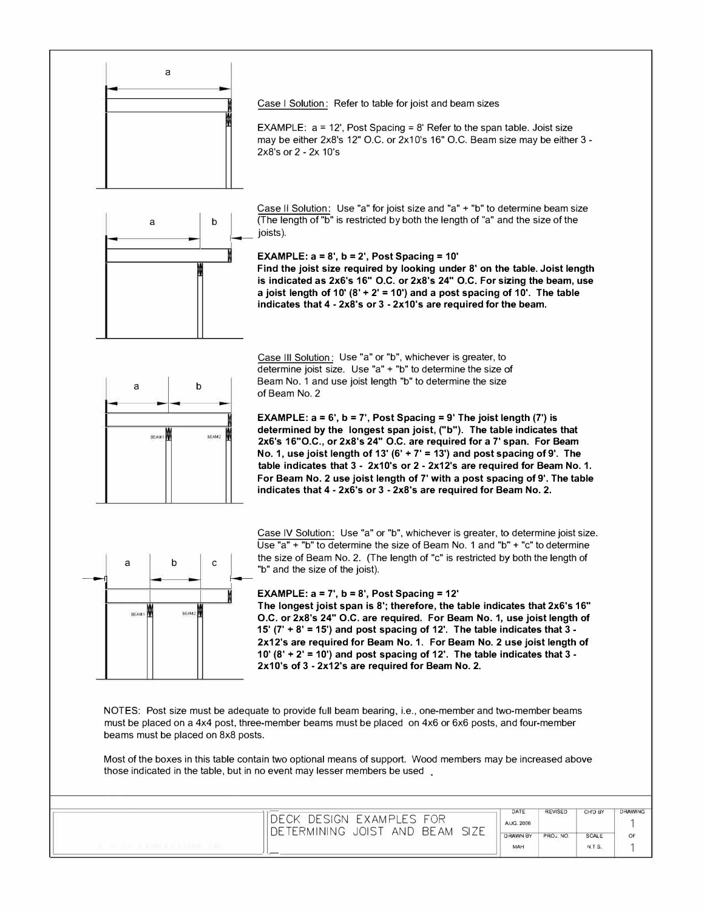Case I Solution: Refer to table for joist and beam sizes

EXAMPLE: a = 12', Post Spacing = 8' Refer to the span table. Joist size may be either 2x8's 12" O.C. or 2x10's 16" O.C. Beam size may be either 3 - 2x8's or 2 - 2x 10's

Case II Solution: Use "a" for joist size and "a" + "b" to determine beam size (The length of "b" is restricted by both the length of "a" and the size of the joists).

**EXAMPLE: a = 8', b = 2', Post Spacing = 10'**
**Find the joist size required by looking under 8' on the table. Joist length is indicated as 2x6's 16" O.C. or 2x8's 24" O.C. For sizing the beam, use a joist length of 10' (8' + 2' = 10') and a post spacing of 10'. The table indicates that 4 - 2x8's or 3 - 2x10's are required for the beam.**

Case III Solution: Use "a" or "b", whichever is greater, to determine joist size. Use "a" + "b" to determine the size of Beam No. 1 and use joist length "b" to determine the size of Beam No. 2

**EXAMPLE: a = 6', b = 7', Post Spacing = 9' The joist length (7') is determined by the longest span joist, ("b"). The table indicates that 2x6's 16"O.C., or 2x8's 24" O.C. are required for a 7' span. For Beam No. 1, use joist length of 13' (6' + 7' = 13') and post spacing of 9'. The table indicates that 3 - 2x10's or 2 - 2x12's are required for Beam No. 1. For Beam No. 2 use joist length of 7' with a post spacing of 9'. The table indicates that 4 - 2x6's or 3 - 2x8's are required for Beam No. 2.**

Case IV Solution: Use "a" or "b", whichever is greater, to determine joist size. Use "a" + "b" to determine the size of Beam No. 1 and "b" + "c" to determine the size of Beam No. 2. (The length of "c" is restricted by both the length of "b" and the size of the joist).

**EXAMPLE: a = 7', b = 8', Post Spacing = 12'**
**The longest joist span is 8'; therefore, the table indicates that 2x6's 16" O.C. or 2x8's 24" O.C. are required. For Beam No. 1, use joist length of 15' (7' + 8' = 15') and post spacing of 12'. The table indicates that 3 - 2x12's are required for Beam No. 1. For Beam No. 2 use joist length of 10' (8' + 2' = 10') and post spacing of 12'. The table indicates that 3 - 2x10's of 3 - 2x12's are required for Beam No. 2.**

NOTES: Post size must be adequate to provide full beam bearing, i.e., one-member and two-member beams must be placed on a 4x4 post, three-member beams must be placed on 4x6 or 6x6 posts, and four-member beams must be placed on 8x8 posts.

Most of the boxes in this table contain two optional means of support. Wood members may be increased above those indicated in the table, but in no event may lesser members be used.

| DECK DESIGN EXAMPLES FOR DETERMINING JOIST AND BEAM SIZE | DATE | REVISED | CHD BY | DRAWING |
|---|---|---|---|---|
| | AUG. 2006 | | | 1 |
| | DRAWN BY | PROJ. NO. | SCALE | OF |
| | MAH | | N.T.S. | 1 |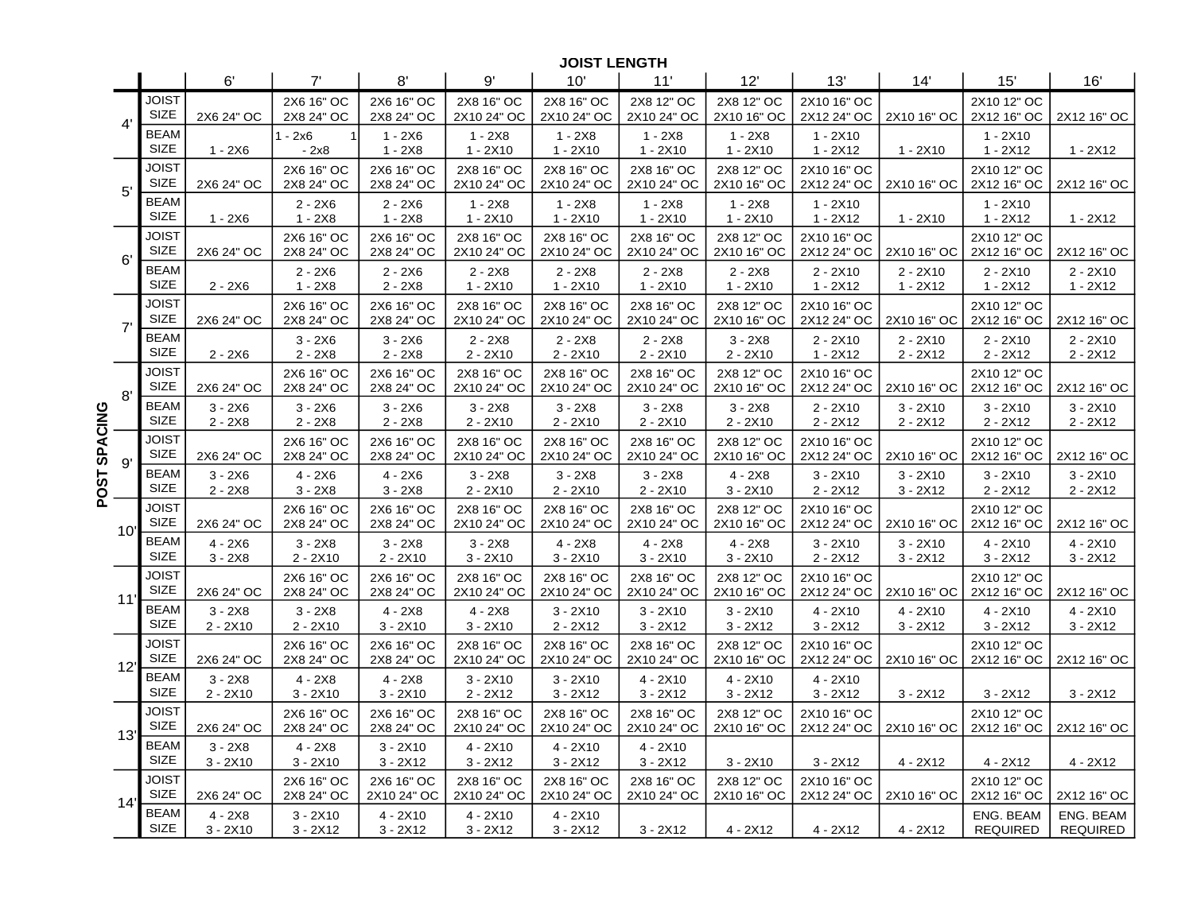| | | **JOIST LENGTH** | | | | | | | | | | |
|---|---|---|---|---|---|---|---|---|---|---|---|---|
| **POST SPACING** | | 6' | 7' | 8' | 9' | 10' | 11' | 12' | 13' | 14' | 15' | 16' |
| 4' | JOIST SIZE | 2X6 24" OC | 2X6 16" OC 2X8 24" OC | 2X6 16" OC 2X8 24" OC | 2X8 16" OC 2X10 24" OC | 2X8 16" OC 2X10 24" OC | 2X8 12" OC 2X10 24" OC | 2X8 12" OC 2X10 16" OC | 2X10 16" OC 2X12 24" OC | 2X10 16" OC | 2X10 12" OC 2X12 16" OC | 2X12 16" OC |
| | BEAM SIZE | 1 - 2X6 | 1 - 2x6 1 - 2x8 | 1 - 2X6 1 - 2X8 | 1 - 2X8 1 - 2X10 | 1 - 2X8 1 - 2X10 | 1 - 2X8 1 - 2X10 | 1 - 2X8 1 - 2X10 | 1 - 2X10 1 - 2X12 | 1 - 2X10 | 1 - 2X10 1 - 2X12 | 1 - 2X12 |
| 5' | JOIST SIZE | 2X6 24" OC | 2X6 16" OC 2X8 24" OC | 2X6 16" OC 2X8 24" OC | 2X8 16" OC 2X10 24" OC | 2X8 16" OC 2X10 24" OC | 2X8 16" OC 2X10 24" OC | 2X8 12" OC 2X10 16" OC | 2X10 16" OC 2X12 24" OC | 2X10 16" OC | 2X10 12" OC 2X12 16" OC | 2X12 16" OC |
| | BEAM SIZE | 1 - 2X6 | 2 - 2X6 1 - 2X8 | 2 - 2X6 1 - 2X8 | 1 - 2X8 1 - 2X10 | 1 - 2X8 1 - 2X10 | 1 - 2X8 1 - 2X10 | 1 - 2X8 1 - 2X10 | 1 - 2X10 1 - 2X12 | 1 - 2X10 | 1 - 2X10 1 - 2X12 | 1 - 2X12 |
| 6' | JOIST SIZE | 2X6 24" OC | 2X6 16" OC 2X8 24" OC | 2X6 16" OC 2X8 24" OC | 2X8 16" OC 2X10 24" OC | 2X8 16" OC 2X10 24" OC | 2X8 16" OC 2X10 24" OC | 2X8 12" OC 2X10 16" OC | 2X10 16" OC 2X12 24" OC | 2X10 16" OC | 2X10 12" OC 2X12 16" OC | 2X12 16" OC |
| | BEAM SIZE | 2 - 2X6 | 2 - 2X6 1 - 2X8 | 2 - 2X6 2 - 2X8 | 2 - 2X8 1 - 2X10 | 2 - 2X8 1 - 2X10 | 2 - 2X8 1 - 2X10 | 2 - 2X8 1 - 2X10 | 2 - 2X10 1 - 2X12 | 2 - 2X10 1 - 2X12 | 2 - 2X10 1 - 2X12 | 2 - 2X10 1 - 2X12 |
| 7' | JOIST SIZE | 2X6 24" OC | 2X6 16" OC 2X8 24" OC | 2X6 16" OC 2X8 24" OC | 2X8 16" OC 2X10 24" OC | 2X8 16" OC 2X10 24" OC | 2X8 16" OC 2X10 24" OC | 2X8 12" OC 2X10 16" OC | 2X10 16" OC 2X12 24" OC | 2X10 16" OC | 2X10 12" OC 2X12 16" OC | 2X12 16" OC |
| | BEAM SIZE | 2 - 2X6 | 3 - 2X6 2 - 2X8 | 3 - 2X6 2 - 2X8 | 2 - 2X8 2 - 2X10 | 2 - 2X8 2 - 2X10 | 2 - 2X8 2 - 2X10 | 3 - 2X8 2 - 2X10 | 2 - 2X10 1 - 2X12 | 2 - 2X10 2 - 2X12 | 2 - 2X10 2 - 2X12 | 2 - 2X10 2 - 2X12 |
| 8' | JOIST SIZE | 2X6 24" OC | 2X6 16" OC 2X8 24" OC | 2X6 16" OC 2X8 24" OC | 2X8 16" OC 2X10 24" OC | 2X8 16" OC 2X10 24" OC | 2X8 16" OC 2X10 24" OC | 2X8 12" OC 2X10 16" OC | 2X10 16" OC 2X12 24" OC | 2X10 16" OC | 2X10 12" OC 2X12 16" OC | 2X12 16" OC |
| | BEAM SIZE | 3 - 2X6 2 - 2X8 | 3 - 2X6 2 - 2X8 | 3 - 2X6 2 - 2X8 | 3 - 2X8 2 - 2X10 | 3 - 2X8 2 - 2X10 | 3 - 2X8 2 - 2X10 | 3 - 2X8 2 - 2X10 | 2 - 2X10 2 - 2X12 | 3 - 2X10 2 - 2X12 | 3 - 2X10 2 - 2X12 | 3 - 2X10 2 - 2X12 |
| 9' | JOIST SIZE | 2X6 24" OC | 2X6 16" OC 2X8 24" OC | 2X6 16" OC 2X8 24" OC | 2X8 16" OC 2X10 24" OC | 2X8 16" OC 2X10 24" OC | 2X8 16" OC 2X10 24" OC | 2X8 12" OC 2X10 16" OC | 2X10 16" OC 2X12 24" OC | 2X10 16" OC | 2X10 12" OC 2X12 16" OC | 2X12 16" OC |
| | BEAM SIZE | 3 - 2X6 2 - 2X8 | 4 - 2X6 3 - 2X8 | 4 - 2X6 3 - 2X8 | 3 - 2X8 2 - 2X10 | 3 - 2X8 2 - 2X10 | 3 - 2X8 2 - 2X10 | 4 - 2X8 3 - 2X10 | 3 - 2X10 2 - 2X12 | 3 - 2X10 3 - 2X12 | 3 - 2X10 2 - 2X12 | 3 - 2X10 2 - 2X12 |
| 10' | JOIST SIZE | 2X6 24" OC | 2X6 16" OC 2X8 24" OC | 2X6 16" OC 2X8 24" OC | 2X8 16" OC 2X10 24" OC | 2X8 16" OC 2X10 24" OC | 2X8 16" OC 2X10 24" OC | 2X8 12" OC 2X10 16" OC | 2X10 16" OC 2X12 24" OC | 2X10 16" OC | 2X10 12" OC 2X12 16" OC | 2X12 16" OC |
| | BEAM SIZE | 4 - 2X6 3 - 2X8 | 3 - 2X8 2 - 2X10 | 3 - 2X8 2 - 2X10 | 3 - 2X8 3 - 2X10 | 4 - 2X8 3 - 2X10 | 4 - 2X8 3 - 2X10 | 4 - 2X8 3 - 2X10 | 3 - 2X10 2 - 2X12 | 3 - 2X10 3 - 2X12 | 4 - 2X10 3 - 2X12 | 4 - 2X10 3 - 2X12 |
| 11' | JOIST SIZE | 2X6 24" OC | 2X6 16" OC 2X8 24" OC | 2X6 16" OC 2X8 24" OC | 2X8 16" OC 2X10 24" OC | 2X8 16" OC 2X10 24" OC | 2X8 16" OC 2X10 24" OC | 2X8 12" OC 2X10 16" OC | 2X10 16" OC 2X12 24" OC | 2X10 16" OC | 2X10 12" OC 2X12 16" OC | 2X12 16" OC |
| | BEAM SIZE | 3 - 2X8 2 - 2X10 | 3 - 2X8 2 - 2X10 | 4 - 2X8 3 - 2X10 | 4 - 2X8 3 - 2X10 | 3 - 2X10 2 - 2X12 | 3 - 2X10 3 - 2X12 | 3 - 2X10 3 - 2X12 | 4 - 2X10 3 - 2X12 | 4 - 2X10 3 - 2X12 | 4 - 2X10 3 - 2X12 | 4 - 2X10 3 - 2X12 |
| 12' | JOIST SIZE | 2X6 24" OC | 2X6 16" OC 2X8 24" OC | 2X6 16" OC 2X8 24" OC | 2X8 16" OC 2X10 24" OC | 2X8 16" OC 2X10 24" OC | 2X8 16" OC 2X10 24" OC | 2X8 12" OC 2X10 16" OC | 2X10 16" OC 2X12 24" OC | 2X10 16" OC | 2X10 12" OC 2X12 16" OC | 2X12 16" OC |
| | BEAM SIZE | 3 - 2X8 2 - 2X10 | 4 - 2X8 3 - 2X10 | 4 - 2X8 3 - 2X10 | 3 - 2X10 2 - 2X12 | 3 - 2X10 3 - 2X12 | 4 - 2X10 3 - 2X12 | 4 - 2X10 3 - 2X12 | 4 - 2X10 3 - 2X12 | 3 - 2X12 | 3 - 2X12 | 3 - 2X12 |
| 13' | JOIST SIZE | 2X6 24" OC | 2X6 16" OC 2X8 24" OC | 2X6 16" OC 2X8 24" OC | 2X8 16" OC 2X10 24" OC | 2X8 16" OC 2X10 24" OC | 2X8 16" OC 2X10 24" OC | 2X8 12" OC 2X10 16" OC | 2X10 16" OC 2X12 24" OC | 2X10 16" OC | 2X10 12" OC 2X12 16" OC | 2X12 16" OC |
| | BEAM SIZE | 3 - 2X8 3 - 2X10 | 4 - 2X8 3 - 2X10 | 3 - 2X10 3 - 2X12 | 4 - 2X10 3 - 2X12 | 4 - 2X10 3 - 2X12 | 4 - 2X10 3 - 2X12 | 3 - 2X10 | 3 - 2X12 | 4 - 2X12 | 4 - 2X12 | 4 - 2X12 |
| 14' | JOIST SIZE | 2X6 24" OC | 2X6 16" OC 2X8 24" OC | 2X6 16" OC 2X10 24" OC | 2X8 16" OC 2X10 24" OC | 2X8 16" OC 2X10 24" OC | 2X8 16" OC 2X10 24" OC | 2X8 12" OC 2X10 16" OC | 2X10 16" OC 2X12 24" OC | 2X10 16" OC | 2X10 12" OC 2X12 16" OC | 2X12 16" OC |
| | BEAM SIZE | 4 - 2X8 3 - 2X10 | 3 - 2X10 3 - 2X12 | 4 - 2X10 3 - 2X12 | 4 - 2X10 3 - 2X12 | 4 - 2X10 3 - 2X12 | 3 - 2X12 | 4 - 2X12 | 4 - 2X12 | 4 - 2X12 | ENG. BEAM REQUIRED | ENG. BEAM REQUIRED |